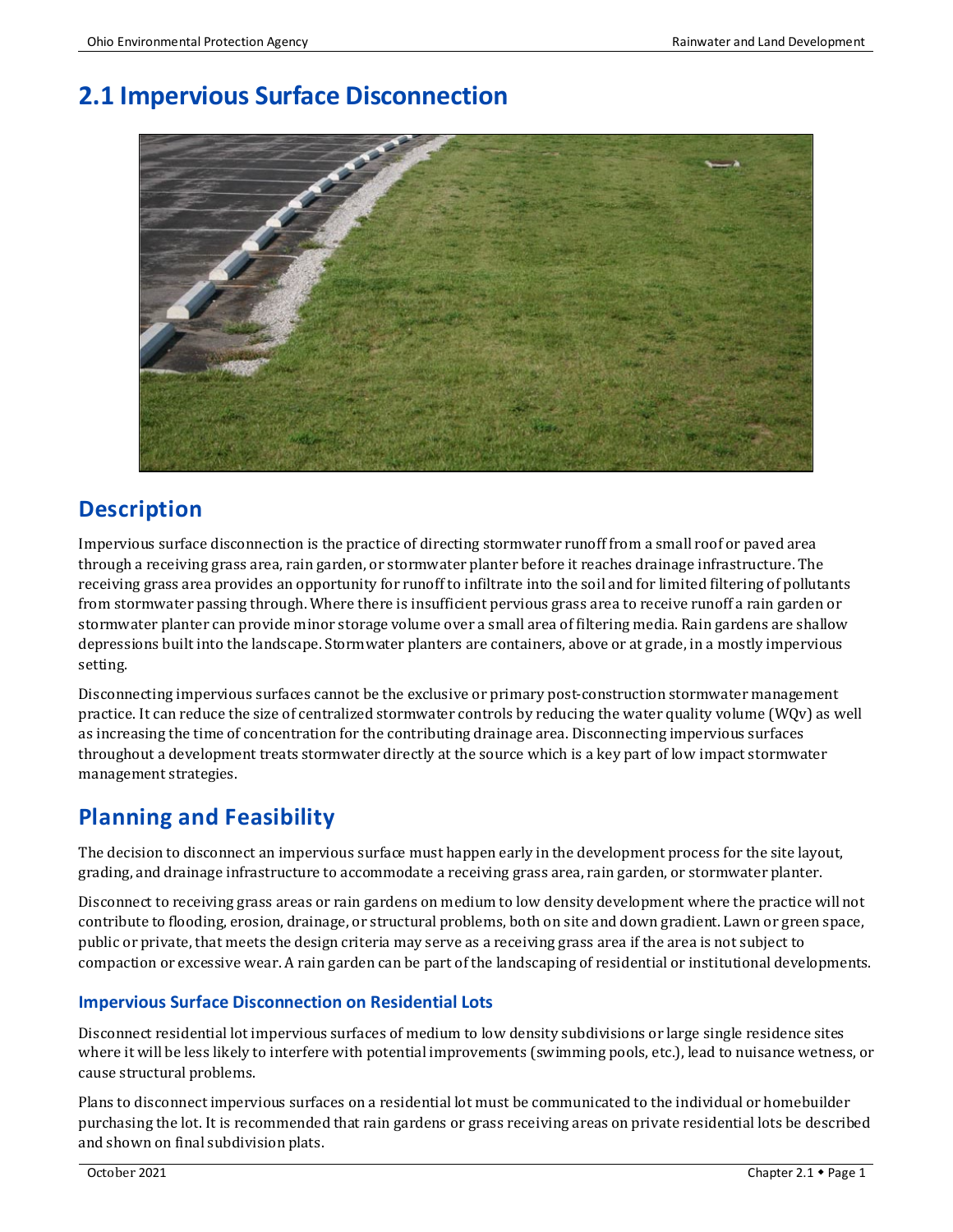# 2.1 Impervious Surface Disconnection

## Description

Impervious surface disconnection is the practice of directing stormwater runoff from a small roof or paved area through a receiving grass area, rain garden, or stormwater planter before it reaches drainage infrastructure. The receiving grass area provides an opportunity for runoff to infiltrate into the soil and for limited filtering of pollutants from stormwater passing through. Where there is insufficient pervious grass area to receive runoff a rain garden or stormwater planter can provide minor storage volume over a small area of filtering media. Rain gardens are shallow depressions built into the landscape. Stormwater planters are containers, above or at grade, in a mostly impervious setting.

Disconnecting impervious surfaces cannot be the exclusive or primary post-construction stormwater management practice. It can reduce the size of centralized stormwater controls by reducing the water quality volume (WQv) as well as increasing the time of concentration for the contributing drainage area. Disconnecting impervious surfaces throughout a development treats stormwater directly at the source which is a key part of low impact stormwater management strategies.

## Planning and Feasibility

The decision to disconnect an impervious surface must happen early in the development process for the site layout, grading, and drainage infrastructure to accommodate a receiving grass area, rain garden, or stormwater planter.

Disconnect to receiving grass areas or rain gardens on medium to low density development where the practice will not contribute to flooding, erosion, drainage, or structural problems, both on site and down gradient. Lawn or green space, public or private, that meets the design criteria may serve as a receiving grass area if the area is not subject to compaction or excessive wear. A rain garden can be part of the landscaping of residential or institutional developments.

### Impervious Surface Disconnection on Residential Lots

Disconnect residential lot impervious surfaces of medium to low density subdivisions or large single residence sites where it will be less likely to interfere with potential improvements (swimming pools, etc.), lead to nuisance wetness, or cause structural problems.

Plans to disconnect impervious surfaces on a residential lot must be communicated to the individual or homebuilder purchasing the lot. It is recommended that rain gardens or grass receiving areas on private residential lots be described and shown on final subdivision plats.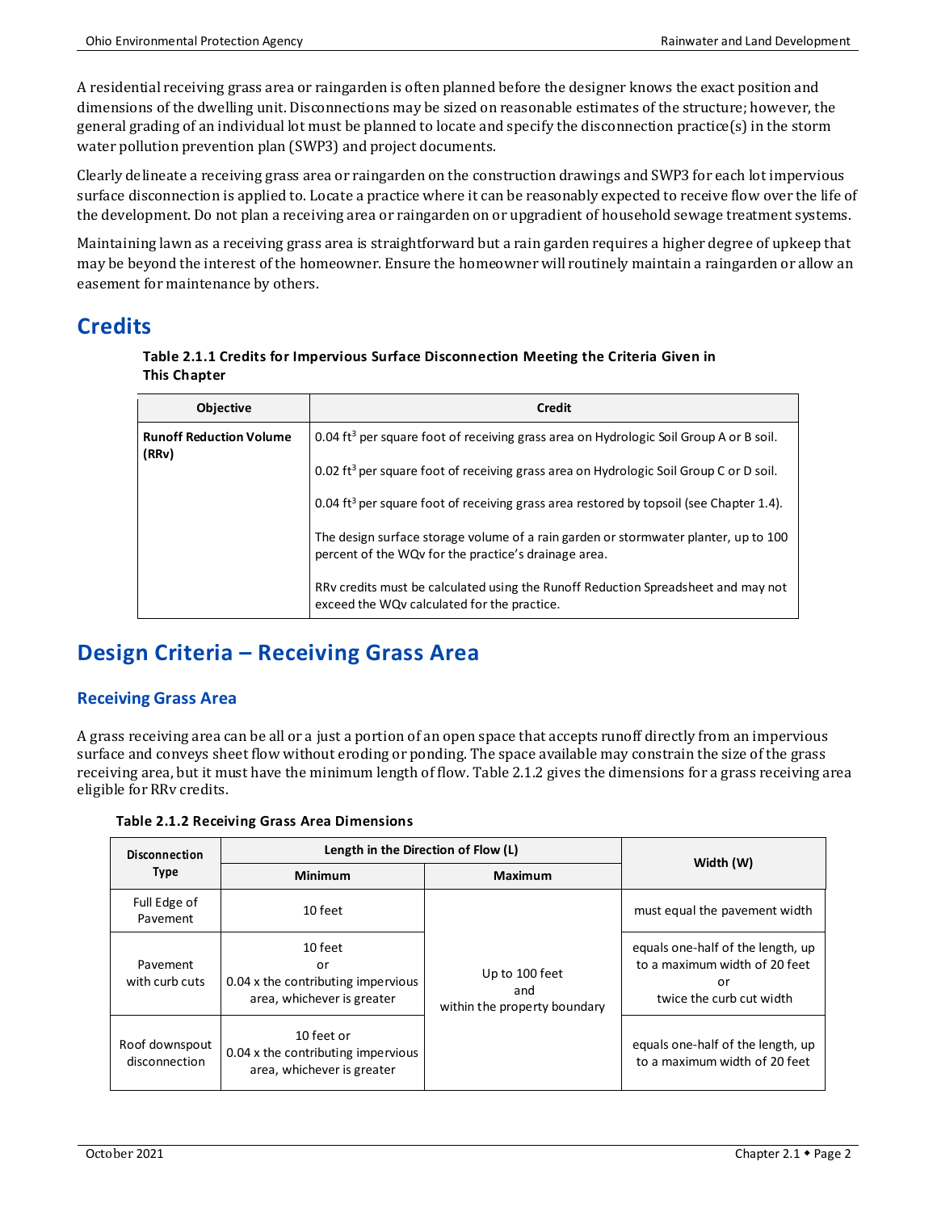A residential receiving grass area or raingarden is often planned before the designer knows the exact position and dimensions of the dwelling unit. Disconnections may be sized on reasonable estimates of the structure; however, the general grading of an individual lot must be planned to locate and specify the disconnection practice(s) in the storm water pollution prevention plan (SWP3) and project documents.

Clearly delineate a receiving grass area or raingarden on the construction drawings and SWP3 for each lot impervious surface disconnection is applied to. Locate a practice where it can be reasonably expected to receive flow over the life of the development. Do not plan a receiving area or raingarden on or upgradient of household sewage treatment systems.

Maintaining lawn as a receiving grass area is straightforward but a rain garden requires a higher degree of upkeep that may be beyond the interest of the homeowner. Ensure the homeowner will routinely maintain a raingarden or allow an easement for maintenance by others.

# Credits

**Table 2.1.1 Credits for Impervious Surface Disconnection Meeting the Criteria Given in This Chapter**

| Objective | Credit |
|---|---|
| **Runoff Reduction Volume (RRv)** | 0.04 $ft^3$ per square foot of receiving grass area on Hydrologic Soil Group A or B soil. |
| | 0.02 $ft^3$ per square foot of receiving grass area on Hydrologic Soil Group C or D soil. |
| | 0.04 $ft^3$ per square foot of receiving grass area restored by topsoil (see Chapter 1.4). |
| | The design surface storage volume of a rain garden or stormwater planter, up to 100 percent of the WQv for the practice's drainage area. |
| | RRv credits must be calculated using the Runoff Reduction Spreadsheet and may not exceed the WQv calculated for the practice. |

# Design Criteria – Receiving Grass Area

## Receiving Grass Area

A grass receiving area can be all or a just a portion of an open space that accepts runoff directly from an impervious surface and conveys sheet flow without eroding or ponding. The space available may constrain the size of the grass receiving area, but it must have the minimum length of flow. Table 2.1.2 gives the dimensions for a grass receiving area eligible for RRv credits.

**Table 2.1.2 Receiving Grass Area Dimensions**

| Disconnection Type | Length in the Direction of Flow (L) | | Width (W) |
|---|---|---|---|
| | Minimum | Maximum | |
| Full Edge of Pavement | 10 feet | Up to 100 feet and within the property boundary | must equal the pavement width |
| Pavement with curb cuts | 10 feet or 0.04 x the contributing impervious area, whichever is greater | | equals one-half of the length, up to a maximum width of 20 feet or twice the curb cut width |
| Roof downspout disconnection | 10 feet or 0.04 x the contributing impervious area, whichever is greater | | equals one-half of the length, up to a maximum width of 20 feet |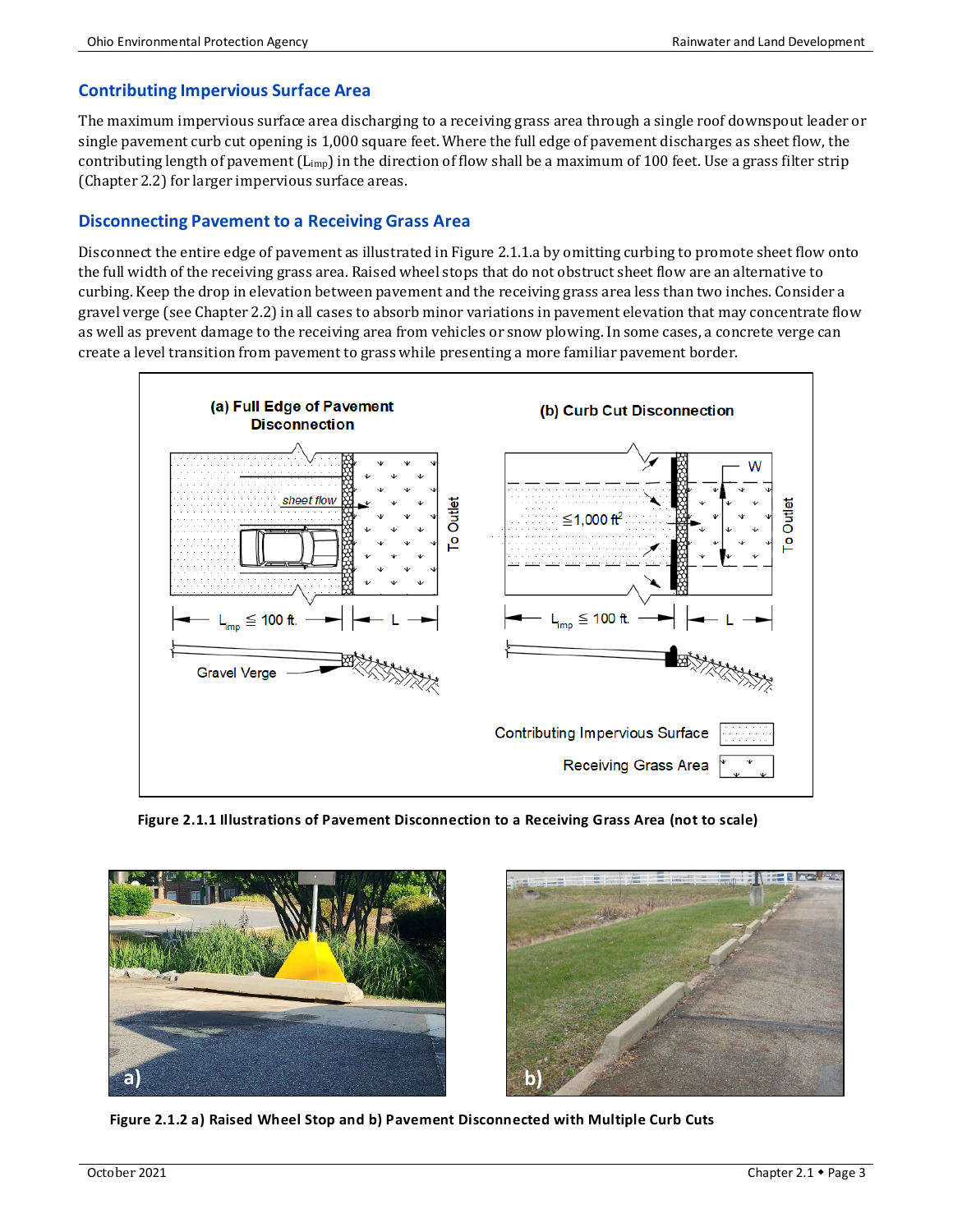## Contributing Impervious Surface Area

The maximum impervious surface area discharging to a receiving grass area through a single roof downspout leader or single pavement curb cut opening is 1,000 square feet. Where the full edge of pavement discharges as sheet flow, the contributing length of pavement ($L_{imp}$) in the direction of flow shall be a maximum of 100 feet. Use a grass filter strip (Chapter 2.2) for larger impervious surface areas.

## Disconnecting Pavement to a Receiving Grass Area

Disconnect the entire edge of pavement as illustrated in Figure 2.1.1.a by omitting curbing to promote sheet flow onto the full width of the receiving grass area. Raised wheel stops that do not obstruct sheet flow are an alternative to curbing. Keep the drop in elevation between pavement and the receiving grass area less than two inches. Consider a gravel verge (see Chapter 2.2) in all cases to absorb minor variations in pavement elevation that may concentrate flow as well as prevent damage to the receiving area from vehicles or snow plowing. In some cases, a concrete verge can create a level transition from pavement to grass while presenting a more familiar pavement border.

**Figure 2.1.1 Illustrations of Pavement Disconnection to a Receiving Grass Area (not to scale)**

**Figure 2.1.2 a) Raised Wheel Stop and b) Pavement Disconnected with Multiple Curb Cuts**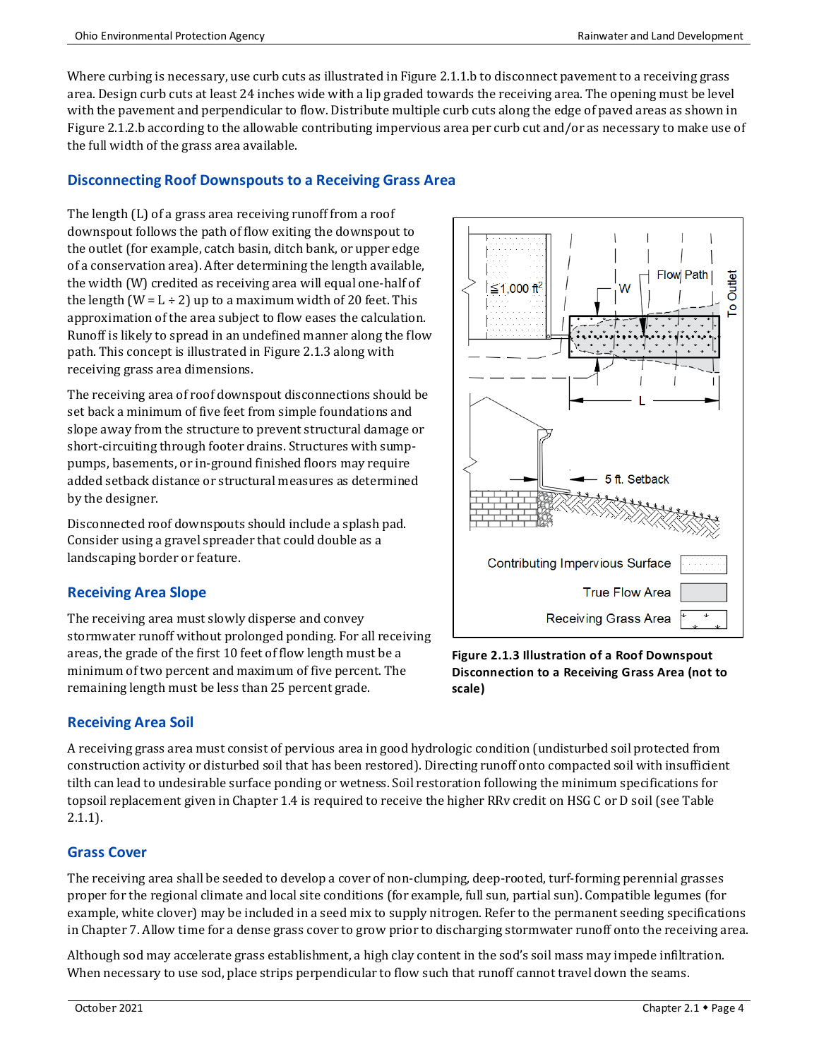Where curbing is necessary, use curb cuts as illustrated in Figure 2.1.1.b to disconnect pavement to a receiving grass area. Design curb cuts at least 24 inches wide with a lip graded towards the receiving area. The opening must be level with the pavement and perpendicular to flow. Distribute multiple curb cuts along the edge of paved areas as shown in Figure 2.1.2.b according to the allowable contributing impervious area per curb cut and/or as necessary to make use of the full width of the grass area available.

## Disconnecting Roof Downspouts to a Receiving Grass Area

The length (L) of a grass area receiving runoff from a roof downspout follows the path of flow exiting the downspout to the outlet (for example, catch basin, ditch bank, or upper edge of a conservation area). After determining the length available, the width (W) credited as receiving area will equal one-half of the length (W = L ÷ 2) up to a maximum width of 20 feet. This approximation of the area subject to flow eases the calculation. Runoff is likely to spread in an undefined manner along the flow path. This concept is illustrated in Figure 2.1.3 along with receiving grass area dimensions.

The receiving area of roof downspout disconnections should be set back a minimum of five feet from simple foundations and slope away from the structure to prevent structural damage or short-circuiting through footer drains. Structures with sump-pumps, basements, or in-ground finished floors may require added setback distance or structural measures as determined by the designer.

Disconnected roof downspouts should include a splash pad. Consider using a gravel spreader that could double as a landscaping border or feature.

**Figure 2.1.3 Illustration of a Roof Downspout Disconnection to a Receiving Grass Area (not to scale)**

## Receiving Area Slope

The receiving area must slowly disperse and convey stormwater runoff without prolonged ponding. For all receiving areas, the grade of the first 10 feet of flow length must be a minimum of two percent and maximum of five percent. The remaining length must be less than 25 percent grade.

## Receiving Area Soil

A receiving grass area must consist of pervious area in good hydrologic condition (undisturbed soil protected from construction activity or disturbed soil that has been restored). Directing runoff onto compacted soil with insufficient tilth can lead to undesirable surface ponding or wetness. Soil restoration following the minimum specifications for topsoil replacement given in Chapter 1.4 is required to receive the higher RRv credit on HSG C or D soil (see Table 2.1.1).

## Grass Cover

The receiving area shall be seeded to develop a cover of non-clumping, deep-rooted, turf-forming perennial grasses proper for the regional climate and local site conditions (for example, full sun, partial sun). Compatible legumes (for example, white clover) may be included in a seed mix to supply nitrogen. Refer to the permanent seeding specifications in Chapter 7. Allow time for a dense grass cover to grow prior to discharging stormwater runoff onto the receiving area.

Although sod may accelerate grass establishment, a high clay content in the sod's soil mass may impede infiltration. When necessary to use sod, place strips perpendicular to flow such that runoff cannot travel down the seams.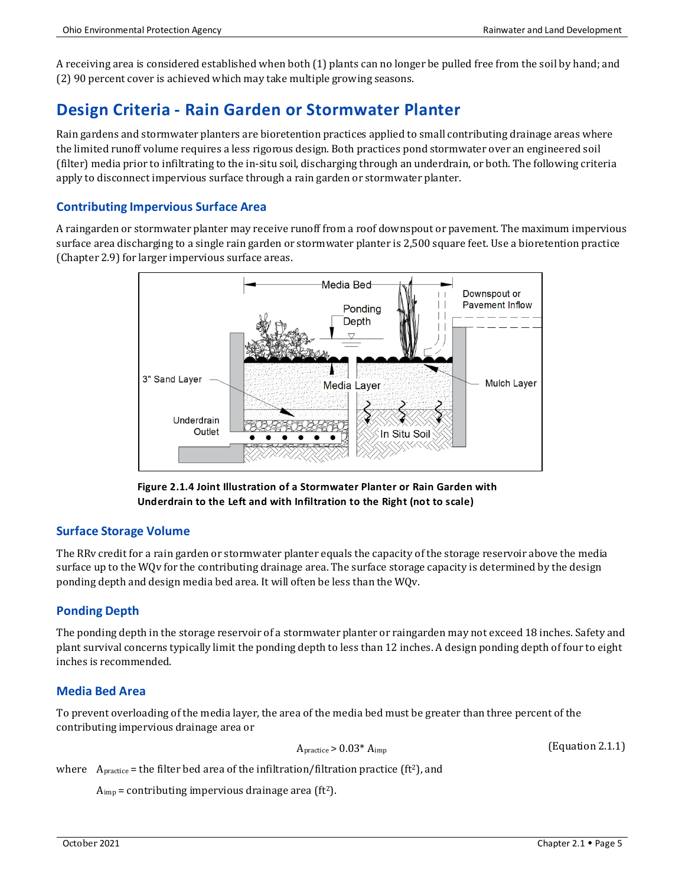A receiving area is considered established when both (1) plants can no longer be pulled free from the soil by hand; and (2) 90 percent cover is achieved which may take multiple growing seasons.

# Design Criteria - Rain Garden or Stormwater Planter

Rain gardens and stormwater planters are bioretention practices applied to small contributing drainage areas where the limited runoff volume requires a less rigorous design. Both practices pond stormwater over an engineered soil (filter) media prior to infiltrating to the in-situ soil, discharging through an underdrain, or both. The following criteria apply to disconnect impervious surface through a rain garden or stormwater planter.

## Contributing Impervious Surface Area

A raingarden or stormwater planter may receive runoff from a roof downspout or pavement. The maximum impervious surface area discharging to a single rain garden or stormwater planter is 2,500 square feet. Use a bioretention practice (Chapter 2.9) for larger impervious surface areas.

**Figure 2.1.4 Joint Illustration of a Stormwater Planter or Rain Garden with Underdrain to the Left and with Infiltration to the Right (not to scale)**

## Surface Storage Volume

The RRv credit for a rain garden or stormwater planter equals the capacity of the storage reservoir above the media surface up to the WQv for the contributing drainage area. The surface storage capacity is determined by the design ponding depth and design media bed area. It will often be less than the WQv.

## Ponding Depth

The ponding depth in the storage reservoir of a stormwater planter or raingarden may not exceed 18 inches. Safety and plant survival concerns typically limit the ponding depth to less than 12 inches. A design ponding depth of four to eight inches is recommended.

## Media Bed Area

To prevent overloading of the media layer, the area of the media bed must be greater than three percent of the contributing impervious drainage area or

$$A_{practice} > 0.03 * A_{imp} \qquad \text{(Equation 2.1.1)}$$

where $A_{practice}$ = the filter bed area of the infiltration/filtration practice ($ft^2$), and

$A_{imp}$ = contributing impervious drainage area ($ft^2$).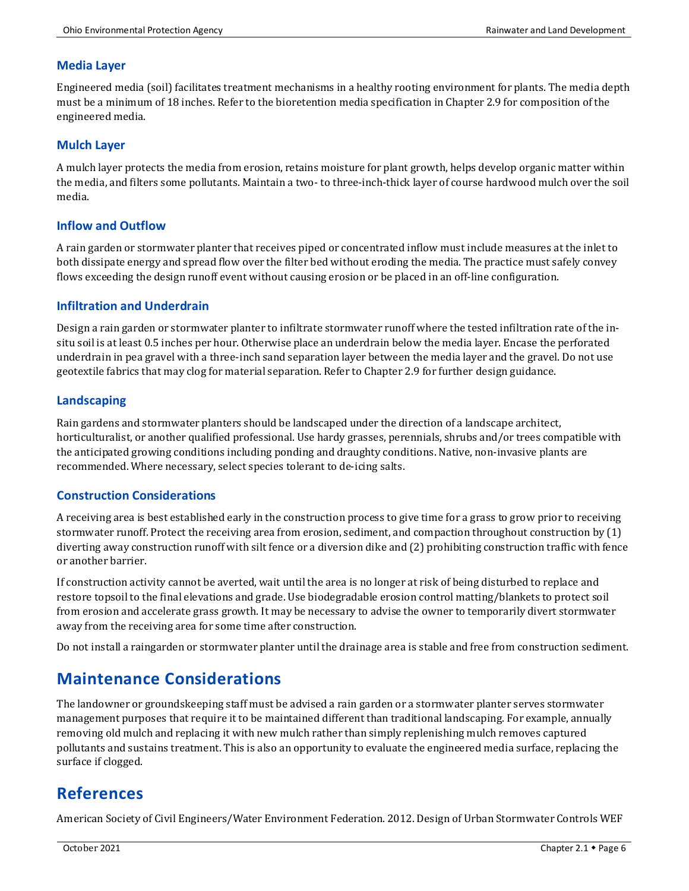### Media Layer

Engineered media (soil) facilitates treatment mechanisms in a healthy rooting environment for plants. The media depth must be a minimum of 18 inches. Refer to the bioretention media specification in Chapter 2.9 for composition of the engineered media.

### Mulch Layer

A mulch layer protects the media from erosion, retains moisture for plant growth, helps develop organic matter within the media, and filters some pollutants. Maintain a two- to three-inch-thick layer of course hardwood mulch over the soil media.

### Inflow and Outflow

A rain garden or stormwater planter that receives piped or concentrated inflow must include measures at the inlet to both dissipate energy and spread flow over the filter bed without eroding the media. The practice must safely convey flows exceeding the design runoff event without causing erosion or be placed in an off-line configuration.

### Infiltration and Underdrain

Design a rain garden or stormwater planter to infiltrate stormwater runoff where the tested infiltration rate of the in-situ soil is at least 0.5 inches per hour. Otherwise place an underdrain below the media layer. Encase the perforated underdrain in pea gravel with a three-inch sand separation layer between the media layer and the gravel. Do not use geotextile fabrics that may clog for material separation. Refer to Chapter 2.9 for further design guidance.

### Landscaping

Rain gardens and stormwater planters should be landscaped under the direction of a landscape architect, horticulturalist, or another qualified professional. Use hardy grasses, perennials, shrubs and/or trees compatible with the anticipated growing conditions including ponding and draughty conditions. Native, non-invasive plants are recommended. Where necessary, select species tolerant to de-icing salts.

### Construction Considerations

A receiving area is best established early in the construction process to give time for a grass to grow prior to receiving stormwater runoff. Protect the receiving area from erosion, sediment, and compaction throughout construction by (1) diverting away construction runoff with silt fence or a diversion dike and (2) prohibiting construction traffic with fence or another barrier.

If construction activity cannot be averted, wait until the area is no longer at risk of being disturbed to replace and restore topsoil to the final elevations and grade. Use biodegradable erosion control matting/blankets to protect soil from erosion and accelerate grass growth. It may be necessary to advise the owner to temporarily divert stormwater away from the receiving area for some time after construction.

Do not install a raingarden or stormwater planter until the drainage area is stable and free from construction sediment.

## Maintenance Considerations

The landowner or groundskeeping staff must be advised a rain garden or a stormwater planter serves stormwater management purposes that require it to be maintained different than traditional landscaping. For example, annually removing old mulch and replacing it with new mulch rather than simply replenishing mulch removes captured pollutants and sustains treatment. This is also an opportunity to evaluate the engineered media surface, replacing the surface if clogged.

## References

American Society of Civil Engineers/Water Environment Federation. 2012. Design of Urban Stormwater Controls WEF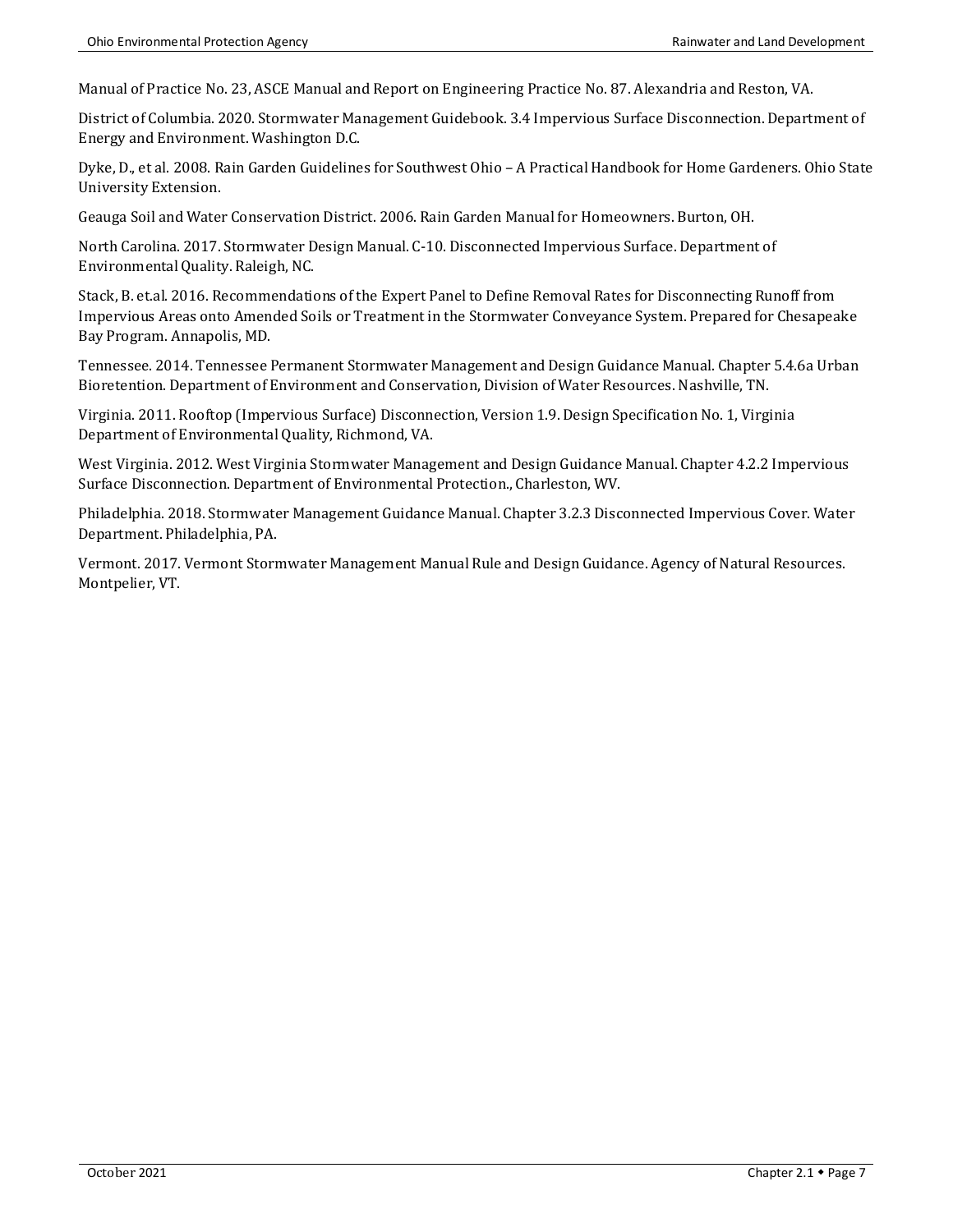Manual of Practice No. 23, ASCE Manual and Report on Engineering Practice No. 87. Alexandria and Reston, VA.

District of Columbia. 2020. Stormwater Management Guidebook. 3.4 Impervious Surface Disconnection. Department of Energy and Environment. Washington D.C.

Dyke, D., et al. 2008. Rain Garden Guidelines for Southwest Ohio – A Practical Handbook for Home Gardeners. Ohio State University Extension.

Geauga Soil and Water Conservation District. 2006. Rain Garden Manual for Homeowners. Burton, OH.

North Carolina. 2017. Stormwater Design Manual. C-10. Disconnected Impervious Surface. Department of Environmental Quality. Raleigh, NC.

Stack, B. et.al. 2016. Recommendations of the Expert Panel to Define Removal Rates for Disconnecting Runoff from Impervious Areas onto Amended Soils or Treatment in the Stormwater Conveyance System. Prepared for Chesapeake Bay Program. Annapolis, MD.

Tennessee. 2014. Tennessee Permanent Stormwater Management and Design Guidance Manual. Chapter 5.4.6a Urban Bioretention. Department of Environment and Conservation, Division of Water Resources. Nashville, TN.

Virginia. 2011. Rooftop (Impervious Surface) Disconnection, Version 1.9. Design Specification No. 1, Virginia Department of Environmental Quality, Richmond, VA.

West Virginia. 2012. West Virginia Stormwater Management and Design Guidance Manual. Chapter 4.2.2 Impervious Surface Disconnection. Department of Environmental Protection., Charleston, WV.

Philadelphia. 2018. Stormwater Management Guidance Manual. Chapter 3.2.3 Disconnected Impervious Cover. Water Department. Philadelphia, PA.

Vermont. 2017. Vermont Stormwater Management Manual Rule and Design Guidance. Agency of Natural Resources. Montpelier, VT.